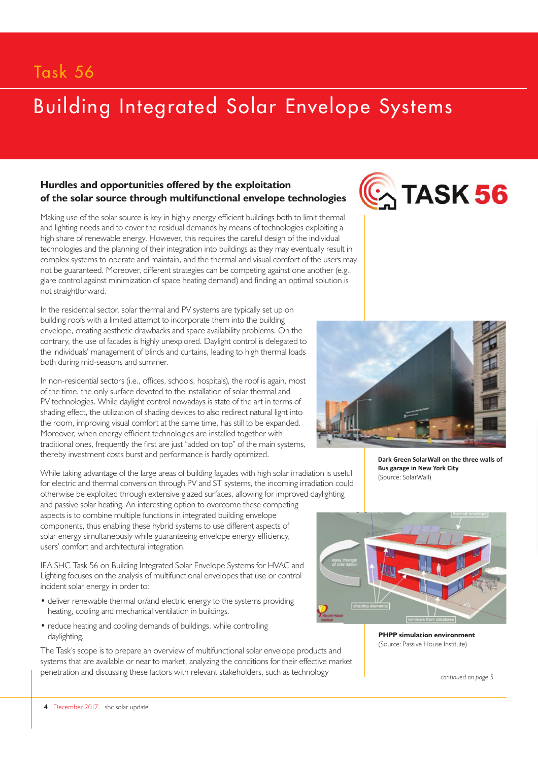# Task 56

## Building Integrated Solar Envelope Systems

### Hurdles and opportunities offered by the exploitation of the solar source through multifunctional envelope technologies

Making use of the solar source is key in highly energy efficient buildings both to limit thermal and lighting needs and to cover the residual demands by means of technologies exploiting a high share of renewable energy. However, this requires the careful design of the individual technologies and the planning of their integration into buildings as they may eventually result in complex systems to operate and maintain, and the thermal and visual comfort of the users may not be guaranteed. Moreover, different strategies can be competing against one another (e.g., glare control against minimization of space heating demand) and finding an optimal solution is not straightforward.

In the residential sector, solar thermal and PV systems are typically set up on building roofs with a limited attempt to incorporate them into the building envelope, creating aesthetic drawbacks and space availability problems. On the contrary, the use of facades is highly unexplored. Daylight control is delegated to the individuals' management of blinds and curtains, leading to high thermal loads both during mid-seasons and summer.

In non-residential sectors (i.e., offices, schools, hospitals), the roof is again, most of the time, the only surface devoted to the installation of solar thermal and PV technologies. While daylight control nowadays is state of the art in terms of shading effect, the utilization of shading devices to also redirect natural light into the room, improving visual comfort at the same time, has still to be expanded. Moreover, when energy efficient technologies are installed together with traditional ones, frequently the first are just "added on top" of the main systems, thereby investment costs burst and performance is hardly optimized.

**Dark Green SolarWall on the three walls of Bus garage in New York City**
(Source: SolarWall)

While taking advantage of the large areas of building façades with high solar irradiation is useful for electric and thermal conversion through PV and ST systems, the incoming irradiation could otherwise be exploited through extensive glazed surfaces, allowing for improved daylighting and passive solar heating. An interesting option to overcome these competing aspects is to combine multiple functions in integrated building envelope components, thus enabling these hybrid systems to use different aspects of solar energy simultaneously while guaranteeing envelope energy efficiency, users' comfort and architectural integration.

IEA SHC Task 56 on Building Integrated Solar Envelope Systems for HVAC and Lighting focuses on the analysis of multifunctional envelopes that use or control incident solar energy in order to:

- deliver renewable thermal or/and electric energy to the systems providing heating, cooling and mechanical ventilation in buildings.
- reduce heating and cooling demands of buildings, while controlling daylighting.

**PHPP simulation environment**
(Source: Passive House Institute)

The Task's scope is to prepare an overview of multifunctional solar envelope products and systems that are available or near to market, analyzing the conditions for their effective market penetration and discussing these factors with relevant stakeholders, such as technology

*continued on page 5*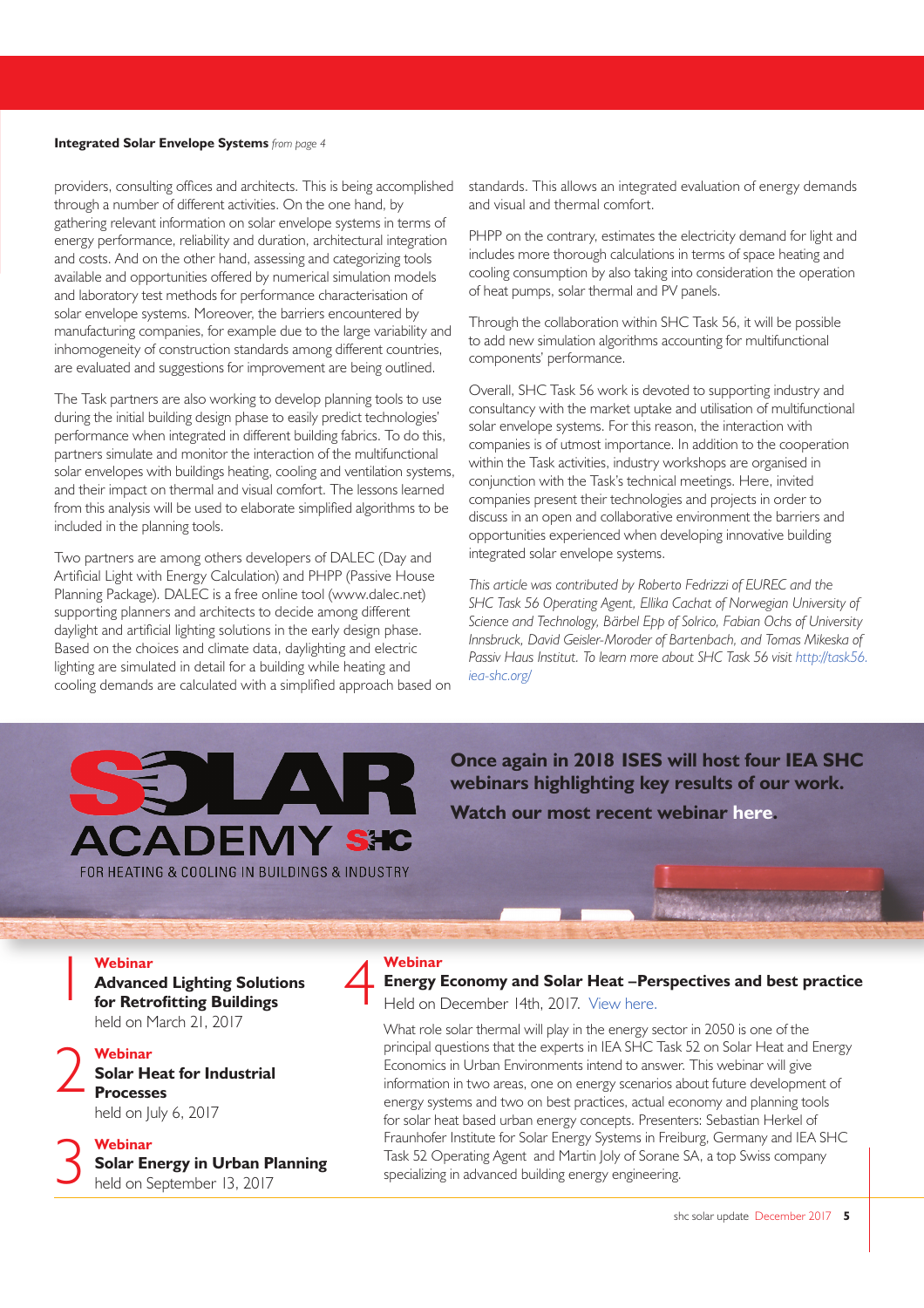**Integrated Solar Envelope Systems** *from page 4*

providers, consulting offices and architects. This is being accomplished through a number of different activities. On the one hand, by gathering relevant information on solar envelope systems in terms of energy performance, reliability and duration, architectural integration and costs. And on the other hand, assessing and categorizing tools available and opportunities offered by numerical simulation models and laboratory test methods for performance characterisation of solar envelope systems. Moreover, the barriers encountered by manufacturing companies, for example due to the large variability and inhomogeneity of construction standards among different countries, are evaluated and suggestions for improvement are being outlined.

The Task partners are also working to develop planning tools to use during the initial building design phase to easily predict technologies' performance when integrated in different building fabrics. To do this, partners simulate and monitor the interaction of the multifunctional solar envelopes with buildings heating, cooling and ventilation systems, and their impact on thermal and visual comfort. The lessons learned from this analysis will be used to elaborate simplified algorithms to be included in the planning tools.

Two partners are among others developers of DALEC (Day and Artificial Light with Energy Calculation) and PHPP (Passive House Planning Package). DALEC is a free online tool (www.dalec.net) supporting planners and architects to decide among different daylight and artificial lighting solutions in the early design phase. Based on the choices and climate data, daylighting and electric lighting are simulated in detail for a building while heating and cooling demands are calculated with a simplified approach based on standards. This allows an integrated evaluation of energy demands and visual and thermal comfort.

PHPP on the contrary, estimates the electricity demand for light and includes more thorough calculations in terms of space heating and cooling consumption by also taking into consideration the operation of heat pumps, solar thermal and PV panels.

Through the collaboration within SHC Task 56, it will be possible to add new simulation algorithms accounting for multifunctional components' performance.

Overall, SHC Task 56 work is devoted to supporting industry and consultancy with the market uptake and utilisation of multifunctional solar envelope systems. For this reason, the interaction with companies is of utmost importance. In addition to the cooperation within the Task activities, industry workshops are organised in conjunction with the Task's technical meetings. Here, invited companies present their technologies and projects in order to discuss in an open and collaborative environment the barriers and opportunities experienced when developing innovative building integrated solar envelope systems.

*This article was contributed by Roberto Fedrizzi of EUREC and the SHC Task 56 Operating Agent, Ellika Cachat of Norwegian University of Science and Technology, Bärbel Epp of Solrico, Fabian Ochs of University Innsbruck, David Geisler-Moroder of Bartenbach, and Tomas Mikeska of Passiv Haus Institut. To learn more about SHC Task 56 visit http://task56.iea-shc.org/*

SOLAR ACADEMY SHC
FOR HEATING & COOLING IN BUILDINGS & INDUSTRY

**Once again in 2018 ISES will host four IEA SHC webinars highlighting key results of our work.**

**Watch our most recent webinar here.**

1 **Webinar**
**Advanced Lighting Solutions for Retrofitting Buildings**
held on March 21, 2017

2 **Webinar**
**Solar Heat for Industrial Processes**
held on July 6, 2017

3 **Webinar**
**Solar Energy in Urban Planning**
held on September 13, 2017

4 **Webinar**
**Energy Economy and Solar Heat –Perspectives and best practice**
Held on December 14th, 2017. View here.

What role solar thermal will play in the energy sector in 2050 is one of the principal questions that the experts in IEA SHC Task 52 on Solar Heat and Energy Economics in Urban Environments intend to answer. This webinar will give information in two areas, one on energy scenarios about future development of energy systems and two on best practices, actual economy and planning tools for solar heat based urban energy concepts. Presenters: Sebastian Herkel of Fraunhofer Institute for Solar Energy Systems in Freiburg, Germany and IEA SHC Task 52 Operating Agent and Martin Joly of Sorane SA, a top Swiss company specializing in advanced building energy engineering.